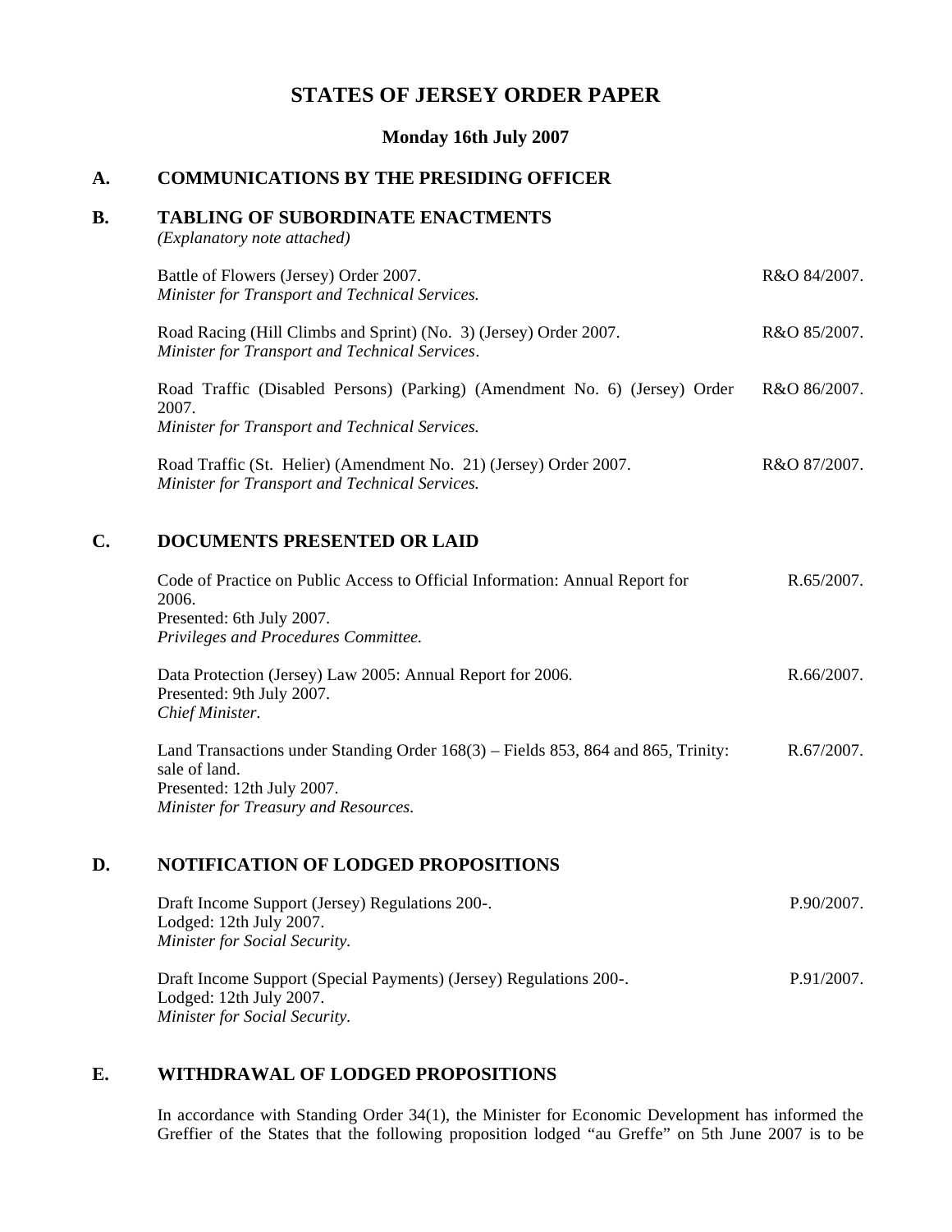# STATES OF JERSEY ORDER PAPER

**Monday 16th July 2007**

## A. COMMUNICATIONS BY THE PRESIDING OFFICER

## B. TABLING OF SUBORDINATE ENACTMENTS

*(Explanatory note attached)*

Battle of Flowers (Jersey) Order 2007. — R&O 84/2007.
*Minister for Transport and Technical Services.*

Road Racing (Hill Climbs and Sprint) (No. 3) (Jersey) Order 2007. — R&O 85/2007.
*Minister for Transport and Technical Services.*

Road Traffic (Disabled Persons) (Parking) (Amendment No. 6) (Jersey) Order 2007. — R&O 86/2007.
*Minister for Transport and Technical Services.*

Road Traffic (St. Helier) (Amendment No. 21) (Jersey) Order 2007. — R&O 87/2007.
*Minister for Transport and Technical Services.*

## C. DOCUMENTS PRESENTED OR LAID

Code of Practice on Public Access to Official Information: Annual Report for 2006. — R.65/2007.
Presented: 6th July 2007.
*Privileges and Procedures Committee.*

Data Protection (Jersey) Law 2005: Annual Report for 2006. — R.66/2007.
Presented: 9th July 2007.
*Chief Minister.*

Land Transactions under Standing Order 168(3) – Fields 853, 864 and 865, Trinity: sale of land. — R.67/2007.
Presented: 12th July 2007.
*Minister for Treasury and Resources.*

## D. NOTIFICATION OF LODGED PROPOSITIONS

Draft Income Support (Jersey) Regulations 200-. — P.90/2007.
Lodged: 12th July 2007.
*Minister for Social Security.*

Draft Income Support (Special Payments) (Jersey) Regulations 200-. — P.91/2007.
Lodged: 12th July 2007.
*Minister for Social Security.*

## E. WITHDRAWAL OF LODGED PROPOSITIONS

In accordance with Standing Order 34(1), the Minister for Economic Development has informed the Greffier of the States that the following proposition lodged "au Greffe" on 5th June 2007 is to be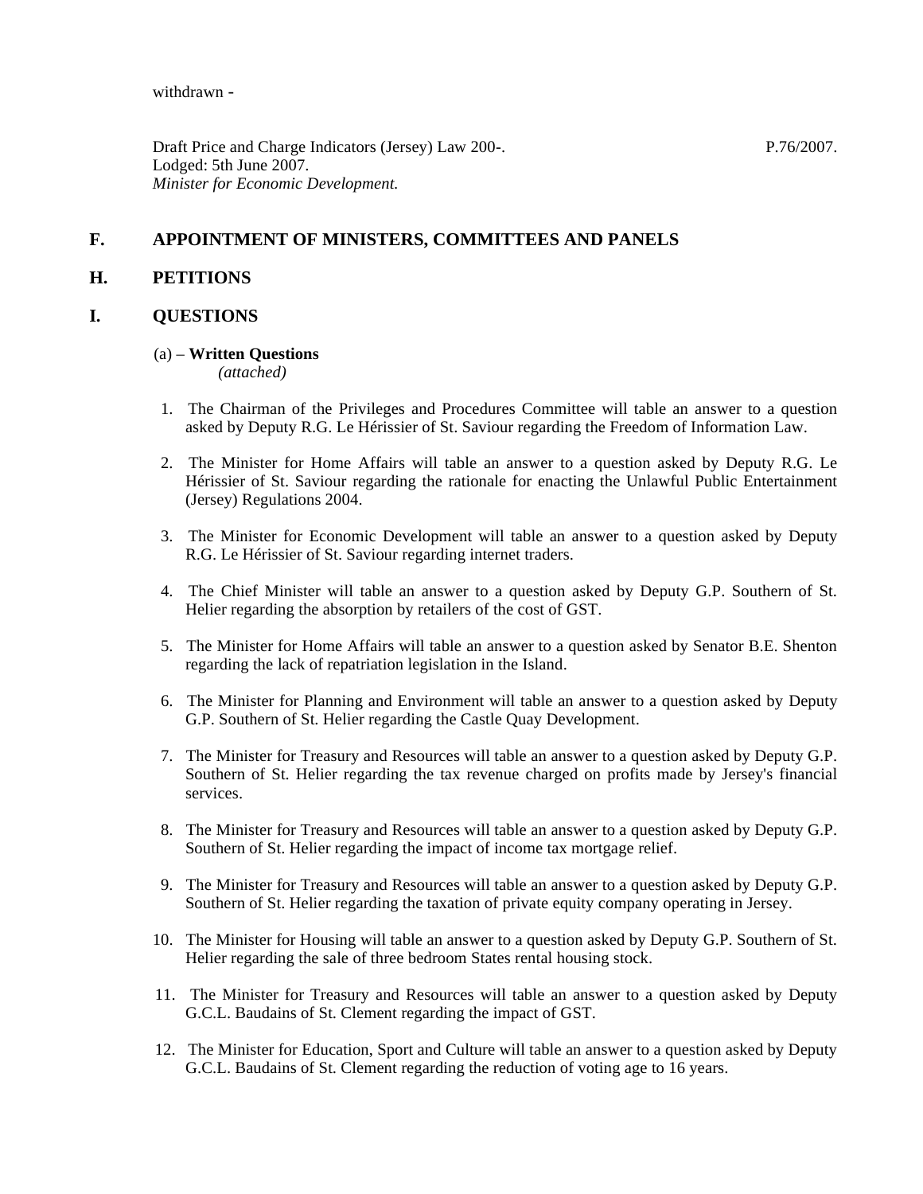withdrawn -

Draft Price and Charge Indicators (Jersey) Law 200-. P.76/2007.
Lodged: 5th June 2007.
*Minister for Economic Development.*

## F. APPOINTMENT OF MINISTERS, COMMITTEES AND PANELS

## H. PETITIONS

## I. QUESTIONS

(a) – **Written Questions**
*(attached)*

1. The Chairman of the Privileges and Procedures Committee will table an answer to a question asked by Deputy R.G. Le Hérissier of St. Saviour regarding the Freedom of Information Law.

2. The Minister for Home Affairs will table an answer to a question asked by Deputy R.G. Le Hérissier of St. Saviour regarding the rationale for enacting the Unlawful Public Entertainment (Jersey) Regulations 2004.

3. The Minister for Economic Development will table an answer to a question asked by Deputy R.G. Le Hérissier of St. Saviour regarding internet traders.

4. The Chief Minister will table an answer to a question asked by Deputy G.P. Southern of St. Helier regarding the absorption by retailers of the cost of GST.

5. The Minister for Home Affairs will table an answer to a question asked by Senator B.E. Shenton regarding the lack of repatriation legislation in the Island.

6. The Minister for Planning and Environment will table an answer to a question asked by Deputy G.P. Southern of St. Helier regarding the Castle Quay Development.

7. The Minister for Treasury and Resources will table an answer to a question asked by Deputy G.P. Southern of St. Helier regarding the tax revenue charged on profits made by Jersey's financial services.

8. The Minister for Treasury and Resources will table an answer to a question asked by Deputy G.P. Southern of St. Helier regarding the impact of income tax mortgage relief.

9. The Minister for Treasury and Resources will table an answer to a question asked by Deputy G.P. Southern of St. Helier regarding the taxation of private equity company operating in Jersey.

10. The Minister for Housing will table an answer to a question asked by Deputy G.P. Southern of St. Helier regarding the sale of three bedroom States rental housing stock.

11. The Minister for Treasury and Resources will table an answer to a question asked by Deputy G.C.L. Baudains of St. Clement regarding the impact of GST.

12. The Minister for Education, Sport and Culture will table an answer to a question asked by Deputy G.C.L. Baudains of St. Clement regarding the reduction of voting age to 16 years.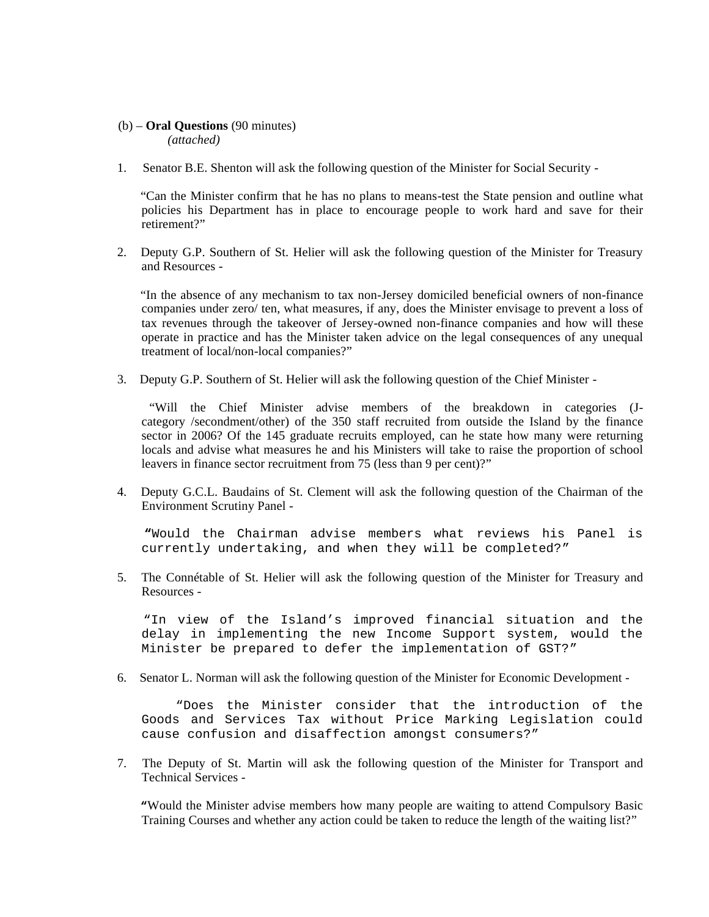(b) – **Oral Questions** (90 minutes)
*(attached)*

1. Senator B.E. Shenton will ask the following question of the Minister for Social Security -

   "Can the Minister confirm that he has no plans to means-test the State pension and outline what policies his Department has in place to encourage people to work hard and save for their retirement?"

2. Deputy G.P. Southern of St. Helier will ask the following question of the Minister for Treasury and Resources -

   "In the absence of any mechanism to tax non-Jersey domiciled beneficial owners of non-finance companies under zero/ ten, what measures, if any, does the Minister envisage to prevent a loss of tax revenues through the takeover of Jersey-owned non-finance companies and how will these operate in practice and has the Minister taken advice on the legal consequences of any unequal treatment of local/non-local companies?"

3. Deputy G.P. Southern of St. Helier will ask the following question of the Chief Minister -

   "Will the Chief Minister advise members of the breakdown in categories (J-category /secondment/other) of the 350 staff recruited from outside the Island by the finance sector in 2006? Of the 145 graduate recruits employed, can he state how many were returning locals and advise what measures he and his Ministers will take to raise the proportion of school leavers in finance sector recruitment from 75 (less than 9 per cent)?"

4. Deputy G.C.L. Baudains of St. Clement will ask the following question of the Chairman of the Environment Scrutiny Panel -

   "Would the Chairman advise members what reviews his Panel is currently undertaking, and when they will be completed?"

5. The Connétable of St. Helier will ask the following question of the Minister for Treasury and Resources -

   "In view of the Island's improved financial situation and the delay in implementing the new Income Support system, would the Minister be prepared to defer the implementation of GST?"

6. Senator L. Norman will ask the following question of the Minister for Economic Development -

   "Does the Minister consider that the introduction of the Goods and Services Tax without Price Marking Legislation could cause confusion and disaffection amongst consumers?"

7. The Deputy of St. Martin will ask the following question of the Minister for Transport and Technical Services -

   "Would the Minister advise members how many people are waiting to attend Compulsory Basic Training Courses and whether any action could be taken to reduce the length of the waiting list?"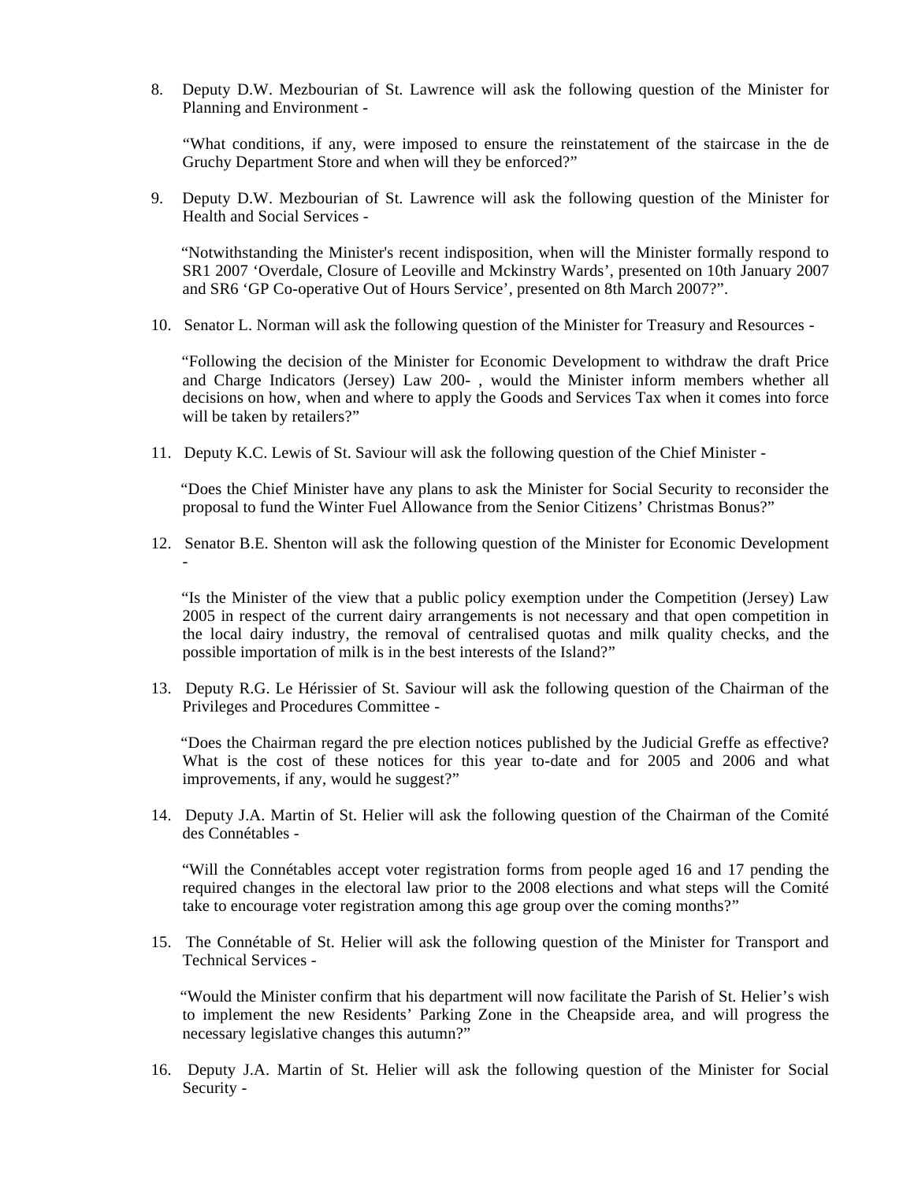8. Deputy D.W. Mezbourian of St. Lawrence will ask the following question of the Minister for Planning and Environment -

   "What conditions, if any, were imposed to ensure the reinstatement of the staircase in the de Gruchy Department Store and when will they be enforced?"

9. Deputy D.W. Mezbourian of St. Lawrence will ask the following question of the Minister for Health and Social Services -

   "Notwithstanding the Minister's recent indisposition, when will the Minister formally respond to SR1 2007 'Overdale, Closure of Leoville and Mckinstry Wards', presented on 10th January 2007 and SR6 'GP Co-operative Out of Hours Service', presented on 8th March 2007?".

10. Senator L. Norman will ask the following question of the Minister for Treasury and Resources -

    "Following the decision of the Minister for Economic Development to withdraw the draft Price and Charge Indicators (Jersey) Law 200- , would the Minister inform members whether all decisions on how, when and where to apply the Goods and Services Tax when it comes into force will be taken by retailers?"

11. Deputy K.C. Lewis of St. Saviour will ask the following question of the Chief Minister -

    "Does the Chief Minister have any plans to ask the Minister for Social Security to reconsider the proposal to fund the Winter Fuel Allowance from the Senior Citizens' Christmas Bonus?"

12. Senator B.E. Shenton will ask the following question of the Minister for Economic Development -

    "Is the Minister of the view that a public policy exemption under the Competition (Jersey) Law 2005 in respect of the current dairy arrangements is not necessary and that open competition in the local dairy industry, the removal of centralised quotas and milk quality checks, and the possible importation of milk is in the best interests of the Island?"

13. Deputy R.G. Le Hérissier of St. Saviour will ask the following question of the Chairman of the Privileges and Procedures Committee -

    "Does the Chairman regard the pre election notices published by the Judicial Greffe as effective? What is the cost of these notices for this year to-date and for 2005 and 2006 and what improvements, if any, would he suggest?"

14. Deputy J.A. Martin of St. Helier will ask the following question of the Chairman of the Comité des Connétables -

    "Will the Connétables accept voter registration forms from people aged 16 and 17 pending the required changes in the electoral law prior to the 2008 elections and what steps will the Comité take to encourage voter registration among this age group over the coming months?"

15. The Connétable of St. Helier will ask the following question of the Minister for Transport and Technical Services -

    "Would the Minister confirm that his department will now facilitate the Parish of St. Helier's wish to implement the new Residents' Parking Zone in the Cheapside area, and will progress the necessary legislative changes this autumn?"

16. Deputy J.A. Martin of St. Helier will ask the following question of the Minister for Social Security -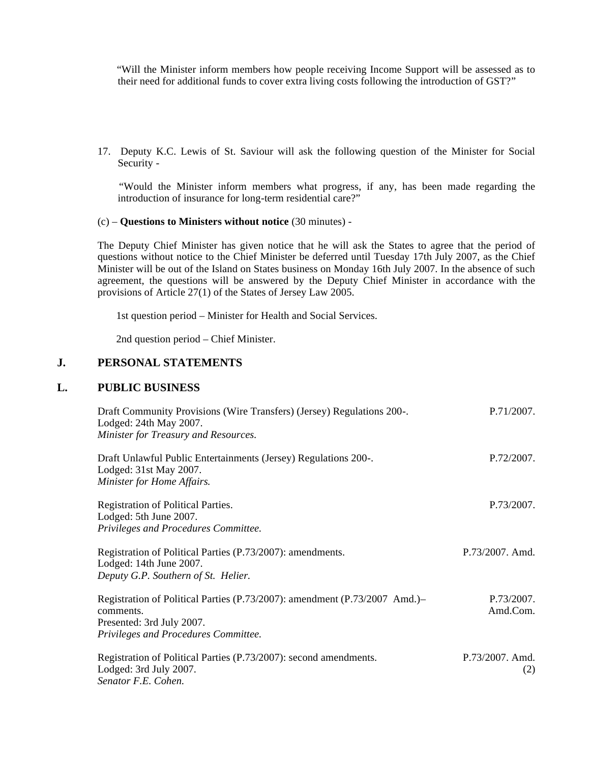"Will the Minister inform members how people receiving Income Support will be assessed as to their need for additional funds to cover extra living costs following the introduction of GST?"

17. Deputy K.C. Lewis of St. Saviour will ask the following question of the Minister for Social Security -

"Would the Minister inform members what progress, if any, has been made regarding the introduction of insurance for long-term residential care?"

(c) – **Questions to Ministers without notice** (30 minutes) -

The Deputy Chief Minister has given notice that he will ask the States to agree that the period of questions without notice to the Chief Minister be deferred until Tuesday 17th July 2007, as the Chief Minister will be out of the Island on States business on Monday 16th July 2007. In the absence of such agreement, the questions will be answered by the Deputy Chief Minister in accordance with the provisions of Article 27(1) of the States of Jersey Law 2005.

1st question period – Minister for Health and Social Services.

2nd question period – Chief Minister.

## J. PERSONAL STATEMENTS

## L. PUBLIC BUSINESS

Draft Community Provisions (Wire Transfers) (Jersey) Regulations 200-. — P.71/2007.
Lodged: 24th May 2007.
*Minister for Treasury and Resources.*

Draft Unlawful Public Entertainments (Jersey) Regulations 200-. — P.72/2007.
Lodged: 31st May 2007.
*Minister for Home Affairs.*

Registration of Political Parties. — P.73/2007.
Lodged: 5th June 2007.
*Privileges and Procedures Committee.*

Registration of Political Parties (P.73/2007): amendments. — P.73/2007. Amd.
Lodged: 14th June 2007.
*Deputy G.P. Southern of St. Helier.*

Registration of Political Parties (P.73/2007): amendment (P.73/2007 Amd.)– comments. — P.73/2007. Amd.Com.
Presented: 3rd July 2007.
*Privileges and Procedures Committee.*

Registration of Political Parties (P.73/2007): second amendments. — P.73/2007. Amd. (2)
Lodged: 3rd July 2007.
*Senator F.E. Cohen.*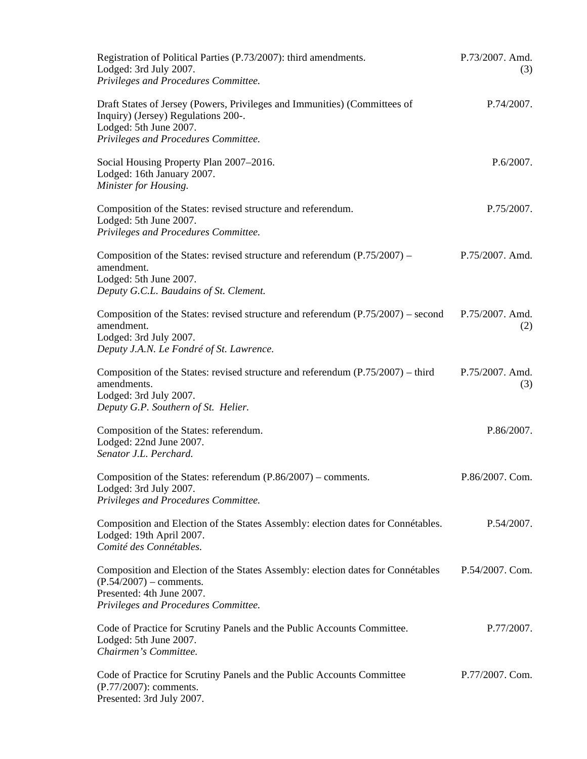Registration of Political Parties (P.73/2007): third amendments.
Lodged: 3rd July 2007.
*Privileges and Procedures Committee.*
P.73/2007. Amd. (3)

Draft States of Jersey (Powers, Privileges and Immunities) (Committees of Inquiry) (Jersey) Regulations 200-.
Lodged: 5th June 2007.
*Privileges and Procedures Committee.*
P.74/2007.

Social Housing Property Plan 2007–2016.
Lodged: 16th January 2007.
*Minister for Housing.*
P.6/2007.

Composition of the States: revised structure and referendum.
Lodged: 5th June 2007.
*Privileges and Procedures Committee.*
P.75/2007.

Composition of the States: revised structure and referendum (P.75/2007) – amendment.
Lodged: 5th June 2007.
*Deputy G.C.L. Baudains of St. Clement.*
P.75/2007. Amd.

Composition of the States: revised structure and referendum (P.75/2007) – second amendment.
Lodged: 3rd July 2007.
*Deputy J.A.N. Le Fondré of St. Lawrence.*
P.75/2007. Amd. (2)

Composition of the States: revised structure and referendum (P.75/2007) – third amendments.
Lodged: 3rd July 2007.
*Deputy G.P. Southern of St. Helier.*
P.75/2007. Amd. (3)

Composition of the States: referendum.
Lodged: 22nd June 2007.
*Senator J.L. Perchard.*
P.86/2007.

Composition of the States: referendum (P.86/2007) – comments.
Lodged: 3rd July 2007.
*Privileges and Procedures Committee.*
P.86/2007. Com.

Composition and Election of the States Assembly: election dates for Connétables.
Lodged: 19th April 2007.
*Comité des Connétables.*
P.54/2007.

Composition and Election of the States Assembly: election dates for Connétables (P.54/2007) – comments.
Presented: 4th June 2007.
*Privileges and Procedures Committee.*
P.54/2007. Com.

Code of Practice for Scrutiny Panels and the Public Accounts Committee.
Lodged: 5th June 2007.
*Chairmen's Committee.*
P.77/2007.

Code of Practice for Scrutiny Panels and the Public Accounts Committee (P.77/2007): comments.
Presented: 3rd July 2007.
P.77/2007. Com.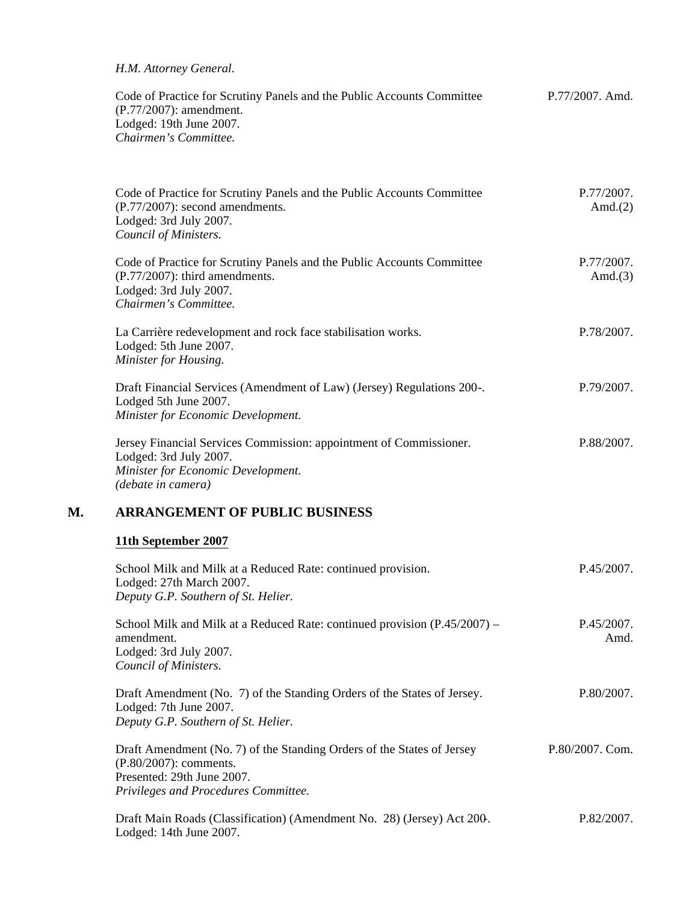*H.M. Attorney General.*

Code of Practice for Scrutiny Panels and the Public Accounts Committee (P.77/2007): amendment.
Lodged: 19th June 2007.
*Chairmen's Committee.*

P.77/2007. Amd.

Code of Practice for Scrutiny Panels and the Public Accounts Committee (P.77/2007): second amendments.
Lodged: 3rd July 2007.
*Council of Ministers.*

P.77/2007. Amd.(2)

Code of Practice for Scrutiny Panels and the Public Accounts Committee (P.77/2007): third amendments.
Lodged: 3rd July 2007.
*Chairmen's Committee.*

P.77/2007. Amd.(3)

La Carrière redevelopment and rock face stabilisation works.
Lodged: 5th June 2007.
*Minister for Housing.*

P.78/2007.

Draft Financial Services (Amendment of Law) (Jersey) Regulations 200-.
Lodged 5th June 2007.
*Minister for Economic Development.*

P.79/2007.

Jersey Financial Services Commission: appointment of Commissioner.
Lodged: 3rd July 2007.
*Minister for Economic Development.*
*(debate in camera)*

P.88/2007.

## M. ARRANGEMENT OF PUBLIC BUSINESS

**11th September 2007**

School Milk and Milk at a Reduced Rate: continued provision.
Lodged: 27th March 2007.
*Deputy G.P. Southern of St. Helier.*

P.45/2007.

School Milk and Milk at a Reduced Rate: continued provision (P.45/2007) – amendment.
Lodged: 3rd July 2007.
*Council of Ministers.*

P.45/2007. Amd.

Draft Amendment (No. 7) of the Standing Orders of the States of Jersey.
Lodged: 7th June 2007.
*Deputy G.P. Southern of St. Helier.*

P.80/2007.

Draft Amendment (No. 7) of the Standing Orders of the States of Jersey (P.80/2007): comments.
Presented: 29th June 2007.
*Privileges and Procedures Committee.*

P.80/2007. Com.

Draft Main Roads (Classification) (Amendment No. 28) (Jersey) Act 200-.
Lodged: 14th June 2007.

P.82/2007.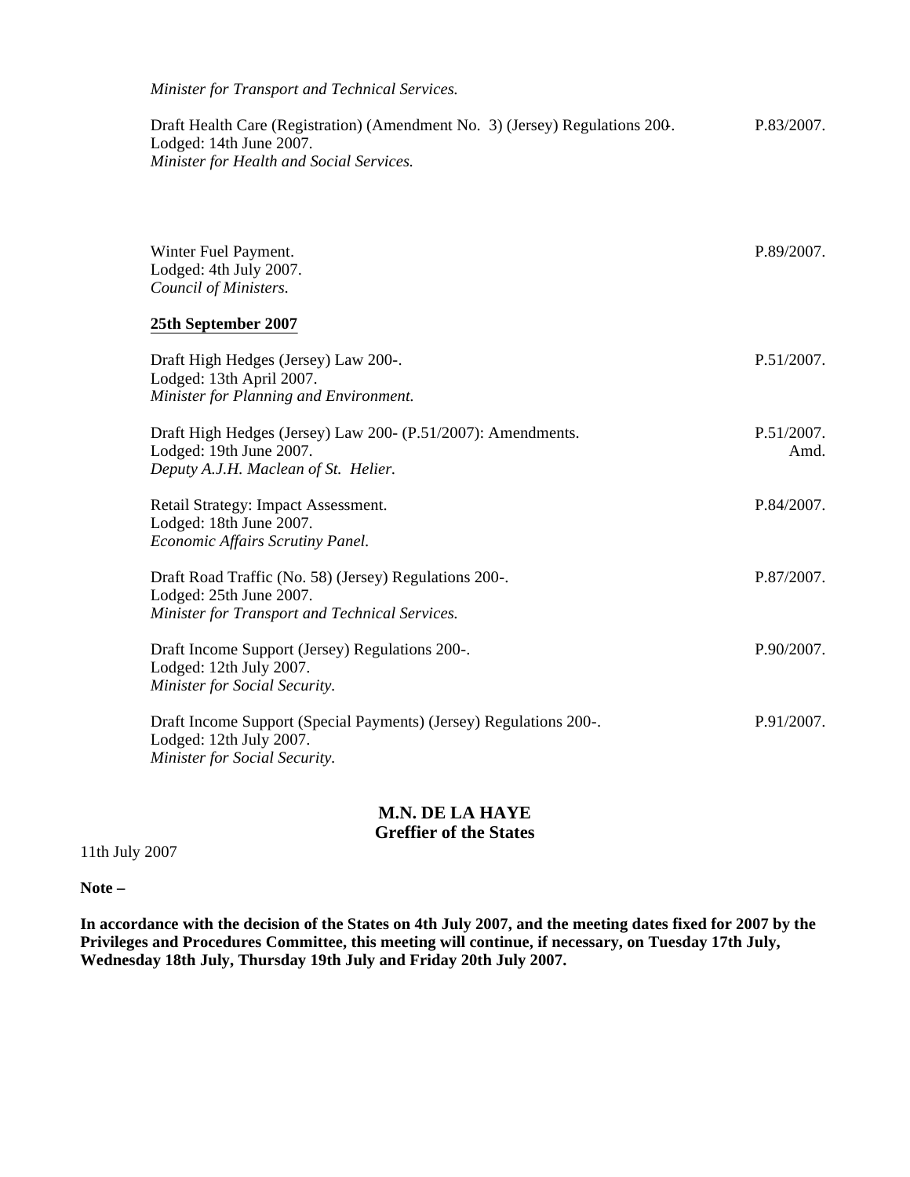*Minister for Transport and Technical Services.*

Draft Health Care (Registration) (Amendment No. 3) (Jersey) Regulations 200-. P.83/2007.
Lodged: 14th June 2007.
*Minister for Health and Social Services.*

Winter Fuel Payment. P.89/2007.
Lodged: 4th July 2007.
*Council of Ministers.*

**25th September 2007**

Draft High Hedges (Jersey) Law 200-. P.51/2007.
Lodged: 13th April 2007.
*Minister for Planning and Environment.*

Draft High Hedges (Jersey) Law 200- (P.51/2007): Amendments. P.51/2007. Amd.
Lodged: 19th June 2007.
*Deputy A.J.H. Maclean of St. Helier.*

Retail Strategy: Impact Assessment. P.84/2007.
Lodged: 18th June 2007.
*Economic Affairs Scrutiny Panel.*

Draft Road Traffic (No. 58) (Jersey) Regulations 200-. P.87/2007.
Lodged: 25th June 2007.
*Minister for Transport and Technical Services.*

Draft Income Support (Jersey) Regulations 200-. P.90/2007.
Lodged: 12th July 2007.
*Minister for Social Security.*

Draft Income Support (Special Payments) (Jersey) Regulations 200-. P.91/2007.
Lodged: 12th July 2007.
*Minister for Social Security.*

**M.N. DE LA HAYE**
**Greffier of the States**

11th July 2007

**Note –**

**In accordance with the decision of the States on 4th July 2007, and the meeting dates fixed for 2007 by the Privileges and Procedures Committee, this meeting will continue, if necessary, on Tuesday 17th July, Wednesday 18th July, Thursday 19th July and Friday 20th July 2007.**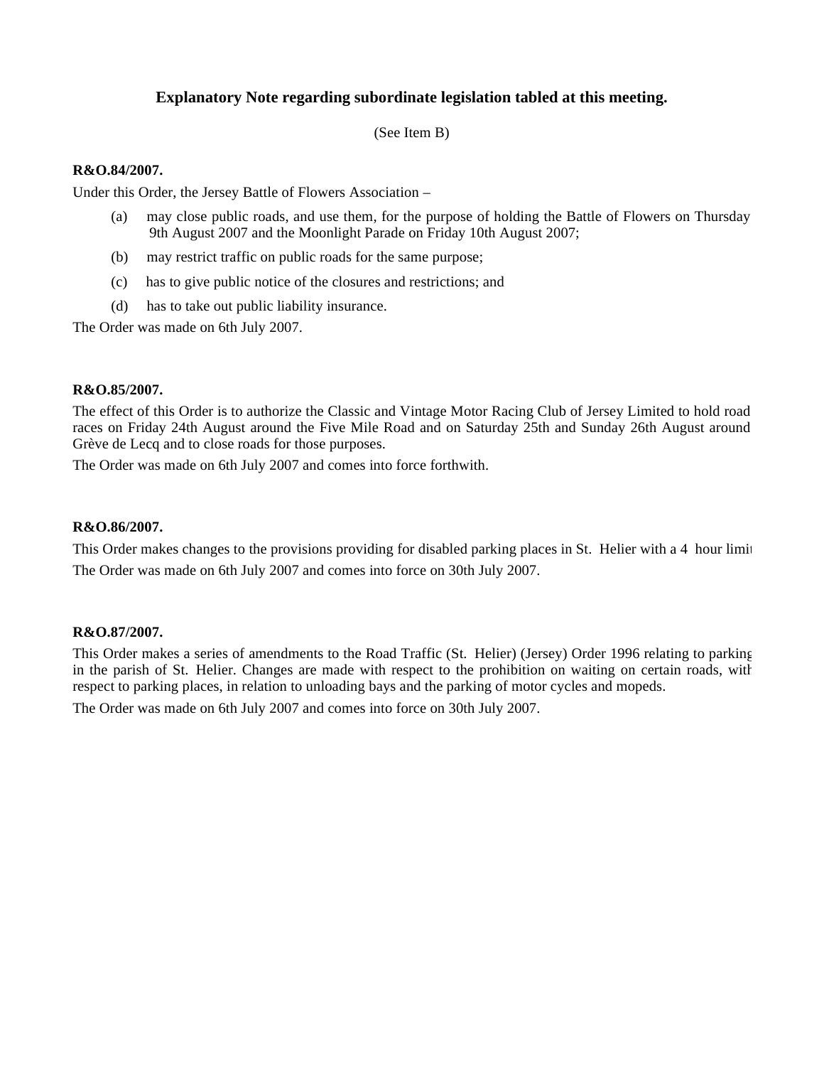## Explanatory Note regarding subordinate legislation tabled at this meeting.

(See Item B)

**R&O.84/2007.**

Under this Order, the Jersey Battle of Flowers Association –

(a) may close public roads, and use them, for the purpose of holding the Battle of Flowers on Thursday 9th August 2007 and the Moonlight Parade on Friday 10th August 2007;

(b) may restrict traffic on public roads for the same purpose;

(c) has to give public notice of the closures and restrictions; and

(d) has to take out public liability insurance.

The Order was made on 6th July 2007.

**R&O.85/2007.**

The effect of this Order is to authorize the Classic and Vintage Motor Racing Club of Jersey Limited to hold road races on Friday 24th August around the Five Mile Road and on Saturday 25th and Sunday 26th August around Grève de Lecq and to close roads for those purposes.

The Order was made on 6th July 2007 and comes into force forthwith.

**R&O.86/2007.**

This Order makes changes to the provisions providing for disabled parking places in St. Helier with a 4 hour limit

The Order was made on 6th July 2007 and comes into force on 30th July 2007.

**R&O.87/2007.**

This Order makes a series of amendments to the Road Traffic (St. Helier) (Jersey) Order 1996 relating to parking in the parish of St. Helier. Changes are made with respect to the prohibition on waiting on certain roads, with respect to parking places, in relation to unloading bays and the parking of motor cycles and mopeds.

The Order was made on 6th July 2007 and comes into force on 30th July 2007.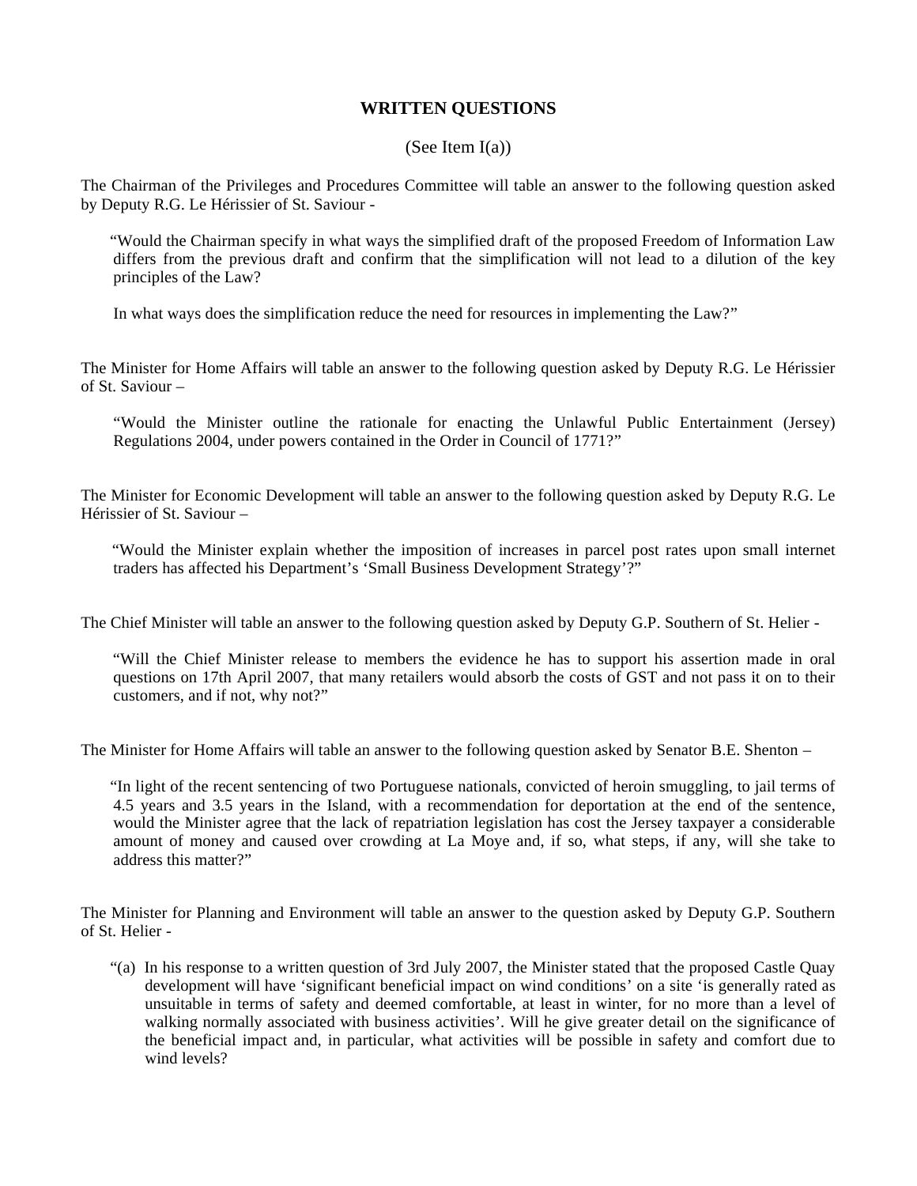## WRITTEN QUESTIONS

(See Item I(a))

The Chairman of the Privileges and Procedures Committee will table an answer to the following question asked by Deputy R.G. Le Hérissier of St. Saviour -

> "Would the Chairman specify in what ways the simplified draft of the proposed Freedom of Information Law differs from the previous draft and confirm that the simplification will not lead to a dilution of the key principles of the Law?
>
> In what ways does the simplification reduce the need for resources in implementing the Law?"

The Minister for Home Affairs will table an answer to the following question asked by Deputy R.G. Le Hérissier of St. Saviour –

> "Would the Minister outline the rationale for enacting the Unlawful Public Entertainment (Jersey) Regulations 2004, under powers contained in the Order in Council of 1771?"

The Minister for Economic Development will table an answer to the following question asked by Deputy R.G. Le Hérissier of St. Saviour –

> "Would the Minister explain whether the imposition of increases in parcel post rates upon small internet traders has affected his Department's 'Small Business Development Strategy'?"

The Chief Minister will table an answer to the following question asked by Deputy G.P. Southern of St. Helier -

> "Will the Chief Minister release to members the evidence he has to support his assertion made in oral questions on 17th April 2007, that many retailers would absorb the costs of GST and not pass it on to their customers, and if not, why not?"

The Minister for Home Affairs will table an answer to the following question asked by Senator B.E. Shenton –

> "In light of the recent sentencing of two Portuguese nationals, convicted of heroin smuggling, to jail terms of 4.5 years and 3.5 years in the Island, with a recommendation for deportation at the end of the sentence, would the Minister agree that the lack of repatriation legislation has cost the Jersey taxpayer a considerable amount of money and caused over crowding at La Moye and, if so, what steps, if any, will she take to address this matter?"

The Minister for Planning and Environment will table an answer to the question asked by Deputy G.P. Southern of St. Helier -

> "(a) In his response to a written question of 3rd July 2007, the Minister stated that the proposed Castle Quay development will have 'significant beneficial impact on wind conditions' on a site 'is generally rated as unsuitable in terms of safety and deemed comfortable, at least in winter, for no more than a level of walking normally associated with business activities'. Will he give greater detail on the significance of the beneficial impact and, in particular, what activities will be possible in safety and comfort due to wind levels?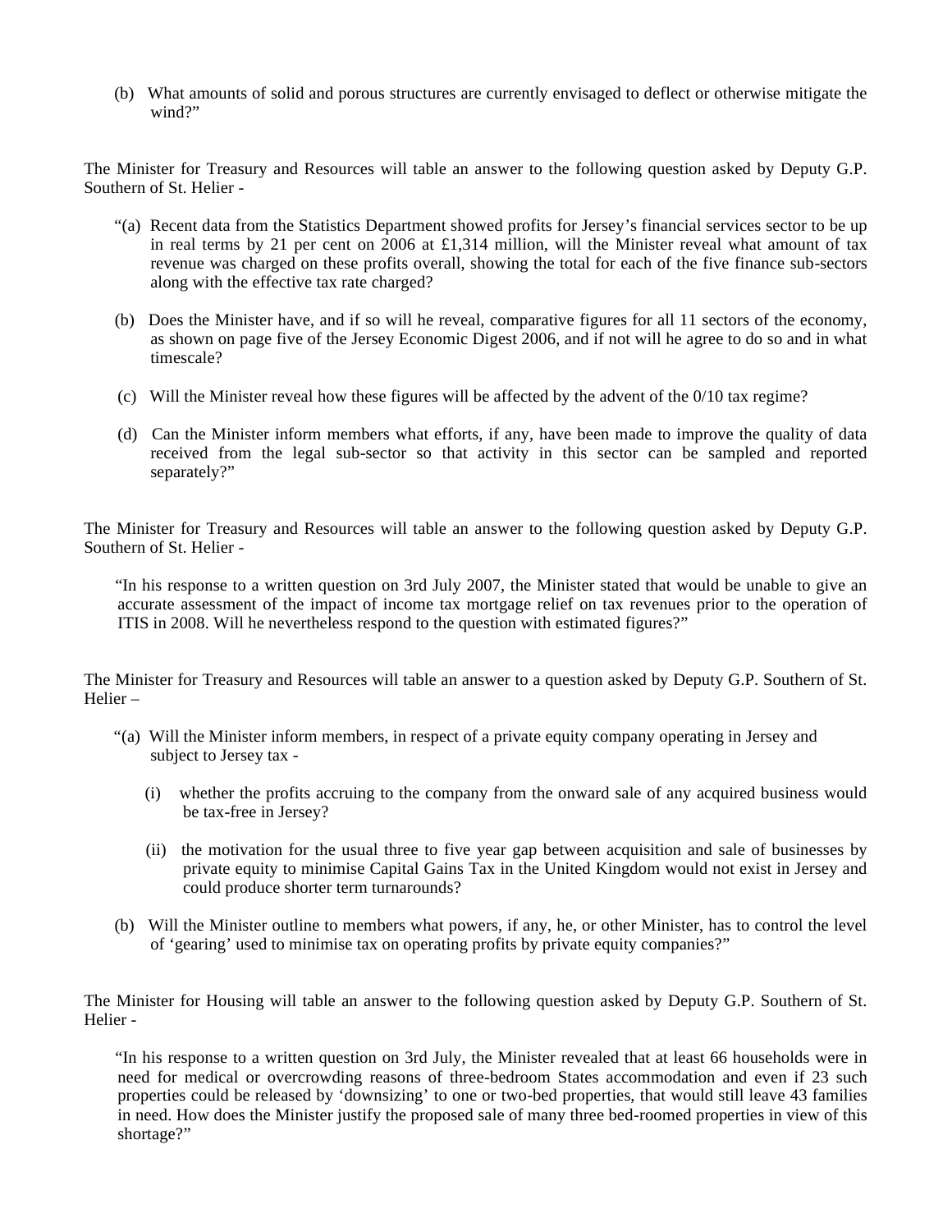(b) What amounts of solid and porous structures are currently envisaged to deflect or otherwise mitigate the wind?"

The Minister for Treasury and Resources will table an answer to the following question asked by Deputy G.P. Southern of St. Helier -

"(a) Recent data from the Statistics Department showed profits for Jersey's financial services sector to be up in real terms by 21 per cent on 2006 at £1,314 million, will the Minister reveal what amount of tax revenue was charged on these profits overall, showing the total for each of the five finance sub-sectors along with the effective tax rate charged?

(b) Does the Minister have, and if so will he reveal, comparative figures for all 11 sectors of the economy, as shown on page five of the Jersey Economic Digest 2006, and if not will he agree to do so and in what timescale?

(c) Will the Minister reveal how these figures will be affected by the advent of the 0/10 tax regime?

(d) Can the Minister inform members what efforts, if any, have been made to improve the quality of data received from the legal sub-sector so that activity in this sector can be sampled and reported separately?"

The Minister for Treasury and Resources will table an answer to the following question asked by Deputy G.P. Southern of St. Helier -

"In his response to a written question on 3rd July 2007, the Minister stated that would be unable to give an accurate assessment of the impact of income tax mortgage relief on tax revenues prior to the operation of ITIS in 2008. Will he nevertheless respond to the question with estimated figures?"

The Minister for Treasury and Resources will table an answer to a question asked by Deputy G.P. Southern of St. Helier –

"(a) Will the Minister inform members, in respect of a private equity company operating in Jersey and subject to Jersey tax -

(i) whether the profits accruing to the company from the onward sale of any acquired business would be tax-free in Jersey?

(ii) the motivation for the usual three to five year gap between acquisition and sale of businesses by private equity to minimise Capital Gains Tax in the United Kingdom would not exist in Jersey and could produce shorter term turnarounds?

(b) Will the Minister outline to members what powers, if any, he, or other Minister, has to control the level of 'gearing' used to minimise tax on operating profits by private equity companies?"

The Minister for Housing will table an answer to the following question asked by Deputy G.P. Southern of St. Helier -

"In his response to a written question on 3rd July, the Minister revealed that at least 66 households were in need for medical or overcrowding reasons of three-bedroom States accommodation and even if 23 such properties could be released by 'downsizing' to one or two-bed properties, that would still leave 43 families in need. How does the Minister justify the proposed sale of many three bed-roomed properties in view of this shortage?"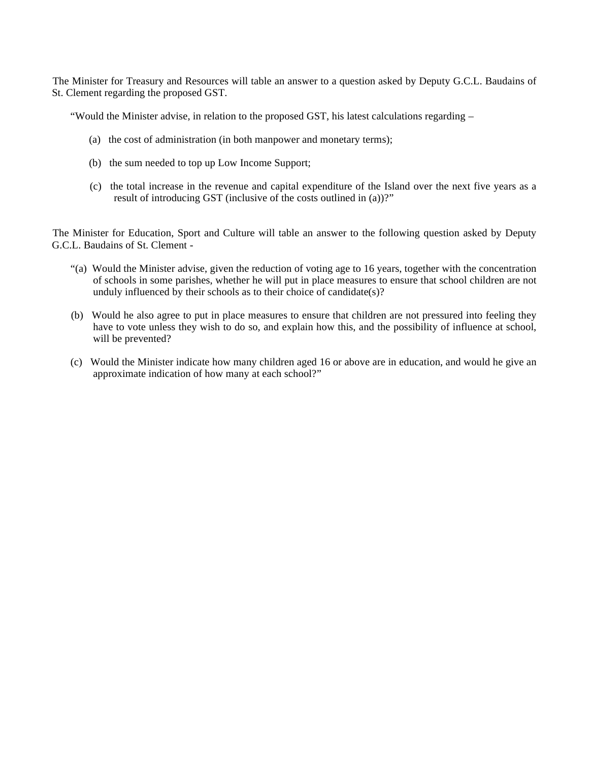The Minister for Treasury and Resources will table an answer to a question asked by Deputy G.C.L. Baudains of St. Clement regarding the proposed GST.

"Would the Minister advise, in relation to the proposed GST, his latest calculations regarding –

(a) the cost of administration (in both manpower and monetary terms);

(b) the sum needed to top up Low Income Support;

(c) the total increase in the revenue and capital expenditure of the Island over the next five years as a result of introducing GST (inclusive of the costs outlined in (a))?"

The Minister for Education, Sport and Culture will table an answer to the following question asked by Deputy G.C.L. Baudains of St. Clement -

"(a) Would the Minister advise, given the reduction of voting age to 16 years, together with the concentration of schools in some parishes, whether he will put in place measures to ensure that school children are not unduly influenced by their schools as to their choice of candidate(s)?

(b) Would he also agree to put in place measures to ensure that children are not pressured into feeling they have to vote unless they wish to do so, and explain how this, and the possibility of influence at school, will be prevented?

(c) Would the Minister indicate how many children aged 16 or above are in education, and would he give an approximate indication of how many at each school?"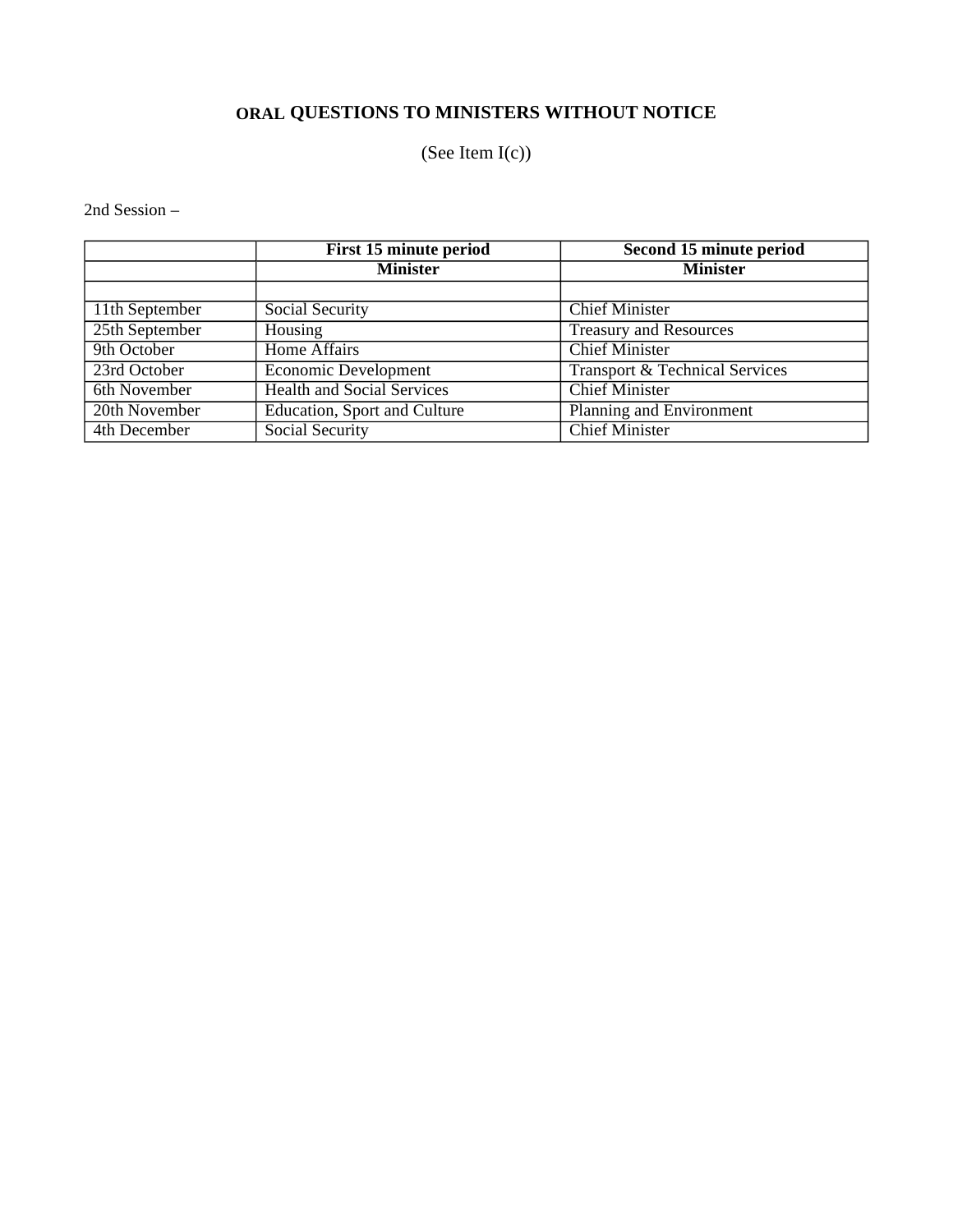# ORAL QUESTIONS TO MINISTERS WITHOUT NOTICE

(See Item I(c))

2nd Session –

| | First 15 minute period | Second 15 minute period |
|---|---|---|
| | **Minister** | **Minister** |
| | | |
| 11th September | Social Security | Chief Minister |
| 25th September | Housing | Treasury and Resources |
| 9th October | Home Affairs | Chief Minister |
| 23rd October | Economic Development | Transport & Technical Services |
| 6th November | Health and Social Services | Chief Minister |
| 20th November | Education, Sport and Culture | Planning and Environment |
| 4th December | Social Security | Chief Minister |